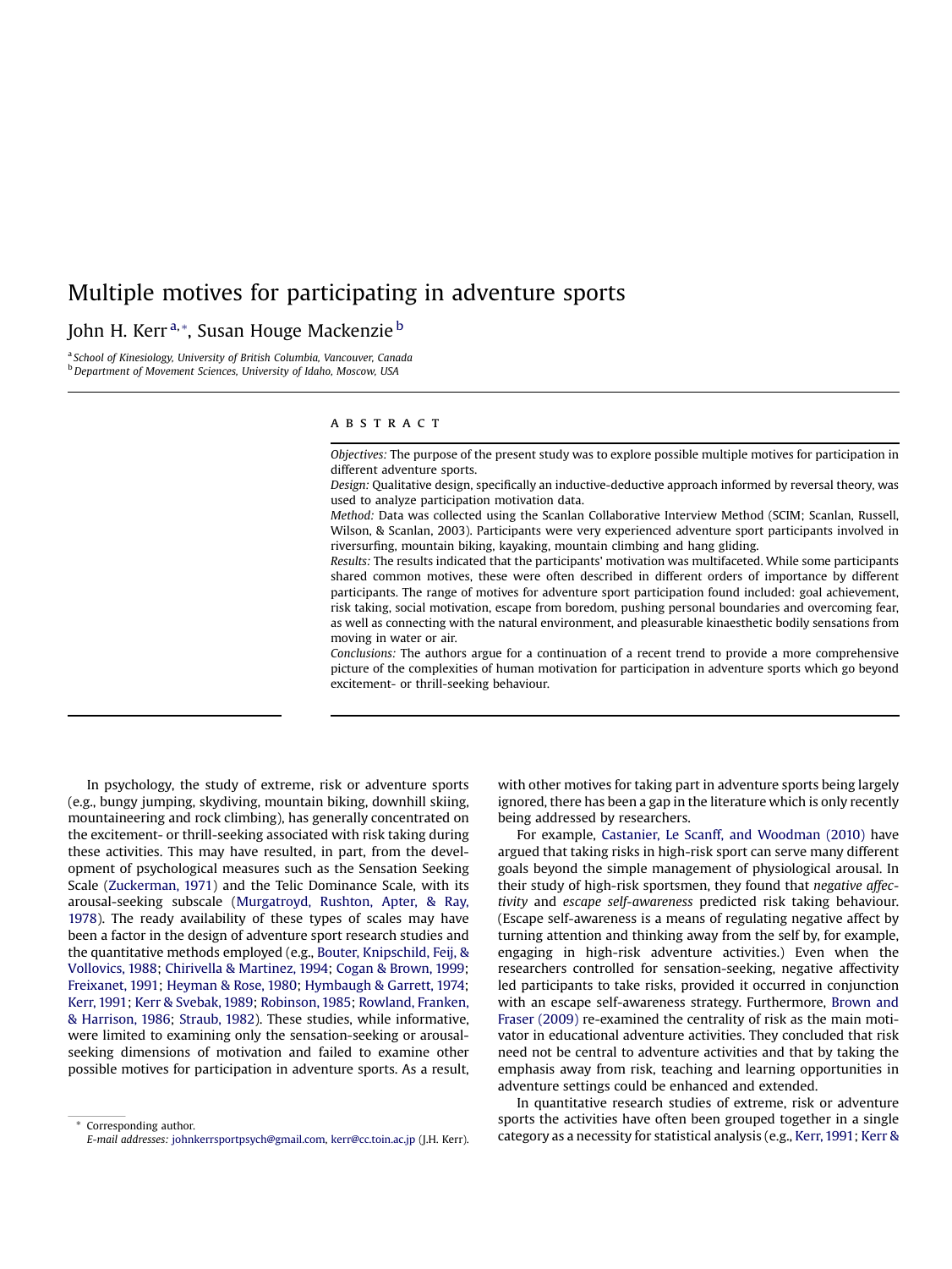# Multiple motives for participating in adventure sports

John H. Kerr [a,*], Susan Houge Mackenzie [b]

[a] *School of Kinesiology, University of British Columbia, Vancouver, Canada*
[b] *Department of Movement Sciences, University of Idaho, Moscow, USA*

## ABSTRACT

*Objectives:* The purpose of the present study was to explore possible multiple motives for participation in different adventure sports.

*Design:* Qualitative design, specifically an inductive-deductive approach informed by reversal theory, was used to analyze participation motivation data.

*Method:* Data was collected using the Scanlan Collaborative Interview Method (SCIM; Scanlan, Russell, Wilson, & Scanlan, 2003). Participants were very experienced adventure sport participants involved in riversurfing, mountain biking, kayaking, mountain climbing and hang gliding.

*Results:* The results indicated that the participants' motivation was multifaceted. While some participants shared common motives, these were often described in different orders of importance by different participants. The range of motives for adventure sport participation found included: goal achievement, risk taking, social motivation, escape from boredom, pushing personal boundaries and overcoming fear, as well as connecting with the natural environment, and pleasurable kinaesthetic bodily sensations from moving in water or air.

*Conclusions:* The authors argue for a continuation of a recent trend to provide a more comprehensive picture of the complexities of human motivation for participation in adventure sports which go beyond excitement- or thrill-seeking behaviour.

In psychology, the study of extreme, risk or adventure sports (e.g., bungy jumping, skydiving, mountain biking, downhill skiing, mountaineering and rock climbing), has generally concentrated on the excitement- or thrill-seeking associated with risk taking during these activities. This may have resulted, in part, from the development of psychological measures such as the Sensation Seeking Scale (Zuckerman, 1971) and the Telic Dominance Scale, with its arousal-seeking subscale (Murgatroyd, Rushton, Apter, & Ray, 1978). The ready availability of these types of scales may have been a factor in the design of adventure sport research studies and the quantitative methods employed (e.g., Bouter, Knipschild, Feij, & Vollovics, 1988; Chirivella & Martinez, 1994; Cogan & Brown, 1999; Freixanet, 1991; Heyman & Rose, 1980; Hymbaugh & Garrett, 1974; Kerr, 1991; Kerr & Svebak, 1989; Robinson, 1985; Rowland, Franken, & Harrison, 1986; Straub, 1982). These studies, while informative, were limited to examining only the sensation-seeking or arousal-seeking dimensions of motivation and failed to examine other possible motives for participation in adventure sports. As a result, with other motives for taking part in adventure sports being largely ignored, there has been a gap in the literature which is only recently being addressed by researchers.

For example, Castanier, Le Scanff, and Woodman (2010) have argued that taking risks in high-risk sport can serve many different goals beyond the simple management of physiological arousal. In their study of high-risk sportsmen, they found that *negative affectivity* and *escape self-awareness* predicted risk taking behaviour. (Escape self-awareness is a means of regulating negative affect by turning attention and thinking away from the self by, for example, engaging in high-risk adventure activities.) Even when the researchers controlled for sensation-seeking, negative affectivity led participants to take risks, provided it occurred in conjunction with an escape self-awareness strategy. Furthermore, Brown and Fraser (2009) re-examined the centrality of risk as the main motivator in educational adventure activities. They concluded that risk need not be central to adventure activities and that by taking the emphasis away from risk, teaching and learning opportunities in adventure settings could be enhanced and extended.

In quantitative research studies of extreme, risk or adventure sports the activities have often been grouped together in a single category as a necessity for statistical analysis (e.g., Kerr, 1991; Kerr &

\* Corresponding author.
*E-mail addresses:* johnkerrsportpsych@gmail.com, kerr@cc.toin.ac.jp (J.H. Kerr).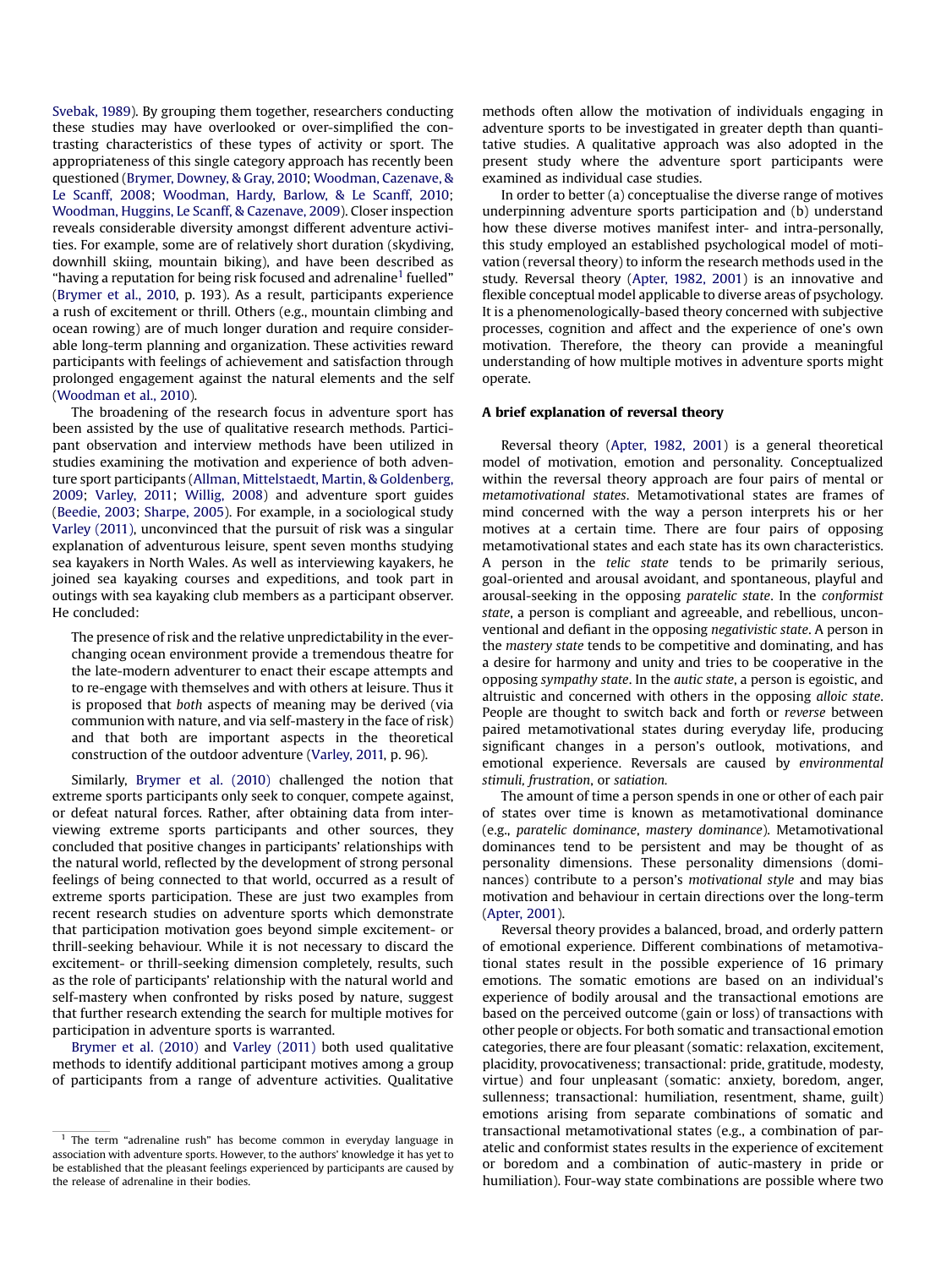Svebak, 1989). By grouping them together, researchers conducting these studies may have overlooked or over-simplified the contrasting characteristics of these types of activity or sport. The appropriateness of this single category approach has recently been questioned (Brymer, Downey, & Gray, 2010; Woodman, Cazenave, & Le Scanff, 2008; Woodman, Hardy, Barlow, & Le Scanff, 2010; Woodman, Huggins, Le Scanff, & Cazenave, 2009). Closer inspection reveals considerable diversity amongst different adventure activities. For example, some are of relatively short duration (skydiving, downhill skiing, mountain biking), and have been described as "having a reputation for being risk focused and adrenaline[1] fuelled" (Brymer et al., 2010, p. 193). As a result, participants experience a rush of excitement or thrill. Others (e.g., mountain climbing and ocean rowing) are of much longer duration and require considerable long-term planning and organization. These activities reward participants with feelings of achievement and satisfaction through prolonged engagement against the natural elements and the self (Woodman et al., 2010).

The broadening of the research focus in adventure sport has been assisted by the use of qualitative research methods. Participant observation and interview methods have been utilized in studies examining the motivation and experience of both adventure sport participants (Allman, Mittelstaedt, Martin, & Goldenberg, 2009; Varley, 2011; Willig, 2008) and adventure sport guides (Beedie, 2003; Sharpe, 2005). For example, in a sociological study Varley (2011), unconvinced that the pursuit of risk was a singular explanation of adventurous leisure, spent seven months studying sea kayakers in North Wales. As well as interviewing kayakers, he joined sea kayaking courses and expeditions, and took part in outings with sea kayaking club members as a participant observer. He concluded:

> The presence of risk and the relative unpredictability in the ever-changing ocean environment provide a tremendous theatre for the late-modern adventurer to enact their escape attempts and to re-engage with themselves and with others at leisure. Thus it is proposed that *both* aspects of meaning may be derived (via communion with nature, and via self-mastery in the face of risk) and that both are important aspects in the theoretical construction of the outdoor adventure (Varley, 2011, p. 96).

Similarly, Brymer et al. (2010) challenged the notion that extreme sports participants only seek to conquer, compete against, or defeat natural forces. Rather, after obtaining data from interviewing extreme sports participants and other sources, they concluded that positive changes in participants' relationships with the natural world, reflected by the development of strong personal feelings of being connected to that world, occurred as a result of extreme sports participation. These are just two examples from recent research studies on adventure sports which demonstrate that participation motivation goes beyond simple excitement- or thrill-seeking behaviour. While it is not necessary to discard the excitement- or thrill-seeking dimension completely, results, such as the role of participants' relationship with the natural world and self-mastery when confronted by risks posed by nature, suggest that further research extending the search for multiple motives for participation in adventure sports is warranted.

Brymer et al. (2010) and Varley (2011) both used qualitative methods to identify additional participant motives among a group of participants from a range of adventure activities. Qualitative methods often allow the motivation of individuals engaging in adventure sports to be investigated in greater depth than quantitative studies. A qualitative approach was also adopted in the present study where the adventure sport participants were examined as individual case studies.

In order to better (a) conceptualise the diverse range of motives underpinning adventure sports participation and (b) understand how these diverse motives manifest inter- and intra-personally, this study employed an established psychological model of motivation (reversal theory) to inform the research methods used in the study. Reversal theory (Apter, 1982, 2001) is an innovative and flexible conceptual model applicable to diverse areas of psychology. It is a phenomenologically-based theory concerned with subjective processes, cognition and affect and the experience of one's own motivation. Therefore, the theory can provide a meaningful understanding of how multiple motives in adventure sports might operate.

### A brief explanation of reversal theory

Reversal theory (Apter, 1982, 2001) is a general theoretical model of motivation, emotion and personality. Conceptualized within the reversal theory approach are four pairs of mental or *metamotivational states*. Metamotivational states are frames of mind concerned with the way a person interprets his or her motives at a certain time. There are four pairs of opposing metamotivational states and each state has its own characteristics. A person in the *telic state* tends to be primarily serious, goal-oriented and arousal avoidant, and spontaneous, playful and arousal-seeking in the opposing *paratelic state*. In the *conformist state*, a person is compliant and agreeable, and rebellious, unconventional and defiant in the opposing *negativistic state*. A person in the *mastery state* tends to be competitive and dominating, and has a desire for harmony and unity and tries to be cooperative in the opposing *sympathy state*. In the *autic state*, a person is egoistic, and altruistic and concerned with others in the opposing *alloic state*. People are thought to switch back and forth or *reverse* between paired metamotivational states during everyday life, producing significant changes in a person's outlook, motivations, and emotional experience. Reversals are caused by *environmental stimuli, frustration*, or *satiation.*

The amount of time a person spends in one or other of each pair of states over time is known as metamotivational dominance (e.g., *paratelic dominance*, *mastery dominance*). Metamotivational dominances tend to be persistent and may be thought of as personality dimensions. These personality dimensions (dominances) contribute to a person's *motivational style* and may bias motivation and behaviour in certain directions over the long-term (Apter, 2001).

Reversal theory provides a balanced, broad, and orderly pattern of emotional experience. Different combinations of metamotivational states result in the possible experience of 16 primary emotions. The somatic emotions are based on an individual's experience of bodily arousal and the transactional emotions are based on the perceived outcome (gain or loss) of transactions with other people or objects. For both somatic and transactional emotion categories, there are four pleasant (somatic: relaxation, excitement, placidity, provocativeness; transactional: pride, gratitude, modesty, virtue) and four unpleasant (somatic: anxiety, boredom, anger, sullenness; transactional: humiliation, resentment, shame, guilt) emotions arising from separate combinations of somatic and transactional metamotivational states (e.g., a combination of paratelic and conformist states results in the experience of excitement or boredom and a combination of autic-mastery in pride or humiliation). Four-way state combinations are possible where two

---

[1] The term "adrenaline rush" has become common in everyday language in association with adventure sports. However, to the authors' knowledge it has yet to be established that the pleasant feelings experienced by participants are caused by the release of adrenaline in their bodies.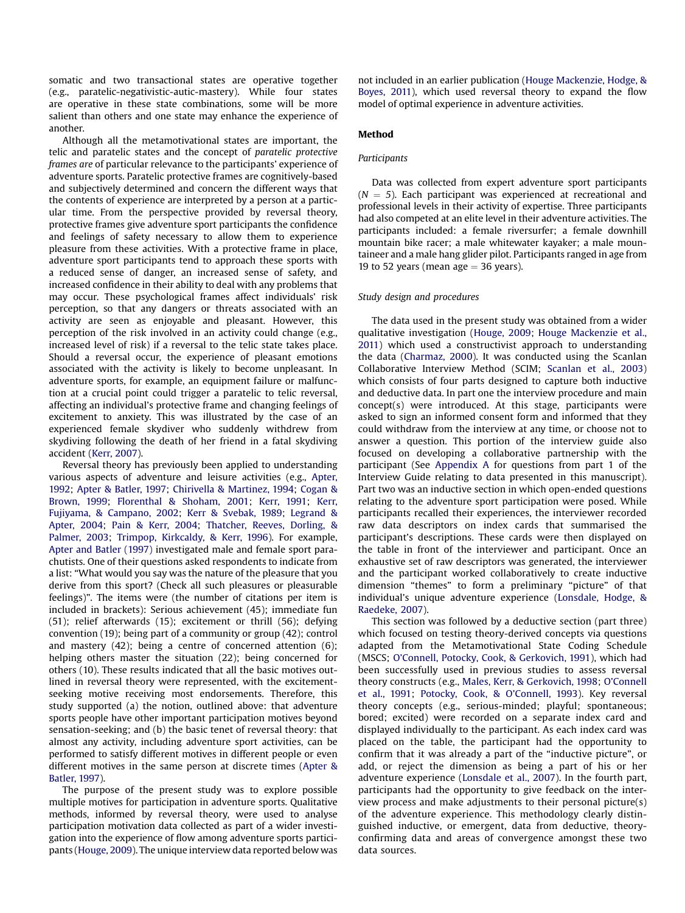somatic and two transactional states are operative together (e.g., paratelic-negativistic-autic-mastery). While four states are operative in these state combinations, some will be more salient than others and one state may enhance the experience of another.

Although all the metamotivational states are important, the telic and paratelic states and the concept of *paratelic protective frames are* of particular relevance to the participants' experience of adventure sports. Paratelic protective frames are cognitively-based and subjectively determined and concern the different ways that the contents of experience are interpreted by a person at a particular time. From the perspective provided by reversal theory, protective frames give adventure sport participants the confidence and feelings of safety necessary to allow them to experience pleasure from these activities. With a protective frame in place, adventure sport participants tend to approach these sports with a reduced sense of danger, an increased sense of safety, and increased confidence in their ability to deal with any problems that may occur. These psychological frames affect individuals' risk perception, so that any dangers or threats associated with an activity are seen as enjoyable and pleasant. However, this perception of the risk involved in an activity could change (e.g., increased level of risk) if a reversal to the telic state takes place. Should a reversal occur, the experience of pleasant emotions associated with the activity is likely to become unpleasant. In adventure sports, for example, an equipment failure or malfunction at a crucial point could trigger a paratelic to telic reversal, affecting an individual's protective frame and changing feelings of excitement to anxiety. This was illustrated by the case of an experienced female skydiver who suddenly withdrew from skydiving following the death of her friend in a fatal skydiving accident (Kerr, 2007).

Reversal theory has previously been applied to understanding various aspects of adventure and leisure activities (e.g., Apter, 1992; Apter & Batler, 1997; Chirivella & Martinez, 1994; Cogan & Brown, 1999; Florenthal & Shoham, 2001; Kerr, 1991; Kerr, Fujiyama, & Campano, 2002; Kerr & Svebak, 1989; Legrand & Apter, 2004; Pain & Kerr, 2004; Thatcher, Reeves, Dorling, & Palmer, 2003; Trimpop, Kirkcaldy, & Kerr, 1996). For example, Apter and Batler (1997) investigated male and female sport parachutists. One of their questions asked respondents to indicate from a list: "What would you say was the nature of the pleasure that you derive from this sport? (Check all such pleasures or pleasurable feelings)". The items were (the number of citations per item is included in brackets): Serious achievement (45); immediate fun (51); relief afterwards (15); excitement or thrill (56); defying convention (19); being part of a community or group (42); control and mastery (42); being a centre of concerned attention (6); helping others master the situation (22); being concerned for others (10). These results indicated that all the basic motives outlined in reversal theory were represented, with the excitement-seeking motive receiving most endorsements. Therefore, this study supported (a) the notion, outlined above: that adventure sports people have other important participation motives beyond sensation-seeking; and (b) the basic tenet of reversal theory: that almost any activity, including adventure sport activities, can be performed to satisfy different motives in different people or even different motives in the same person at discrete times (Apter & Batler, 1997).

The purpose of the present study was to explore possible multiple motives for participation in adventure sports. Qualitative methods, informed by reversal theory, were used to analyse participation motivation data collected as part of a wider investigation into the experience of flow among adventure sports participants (Houge, 2009). The unique interview data reported below was not included in an earlier publication (Houge Mackenzie, Hodge, & Boyes, 2011), which used reversal theory to expand the flow model of optimal experience in adventure activities.

## Method

### *Participants*

Data was collected from expert adventure sport participants ($N = 5$). Each participant was experienced at recreational and professional levels in their activity of expertise. Three participants had also competed at an elite level in their adventure activities. The participants included: a female riversurfer; a female downhill mountain bike racer; a male whitewater kayaker; a male mountaineer and a male hang glider pilot. Participants ranged in age from 19 to 52 years (mean age = 36 years).

### *Study design and procedures*

The data used in the present study was obtained from a wider qualitative investigation (Houge, 2009; Houge Mackenzie et al., 2011) which used a constructivist approach to understanding the data (Charmaz, 2000). It was conducted using the Scanlan Collaborative Interview Method (SCIM; Scanlan et al., 2003) which consists of four parts designed to capture both inductive and deductive data. In part one the interview procedure and main concept(s) were introduced. At this stage, participants were asked to sign an informed consent form and informed that they could withdraw from the interview at any time, or choose not to answer a question. This portion of the interview guide also focused on developing a collaborative partnership with the participant (See Appendix A for questions from part 1 of the Interview Guide relating to data presented in this manuscript). Part two was an inductive section in which open-ended questions relating to the adventure sport participation were posed. While participants recalled their experiences, the interviewer recorded raw data descriptors on index cards that summarised the participant's descriptions. These cards were then displayed on the table in front of the interviewer and participant. Once an exhaustive set of raw descriptors was generated, the interviewer and the participant worked collaboratively to create inductive dimension "themes" to form a preliminary "picture" of that individual's unique adventure experience (Lonsdale, Hodge, & Raedeke, 2007).

This section was followed by a deductive section (part three) which focused on testing theory-derived concepts via questions adapted from the Metamotivational State Coding Schedule (MSCS; O'Connell, Potocky, Cook, & Gerkovich, 1991), which had been successfully used in previous studies to assess reversal theory constructs (e.g., Males, Kerr, & Gerkovich, 1998; O'Connell et al., 1991; Potocky, Cook, & O'Connell, 1993). Key reversal theory concepts (e.g., serious-minded; playful; spontaneous; bored; excited) were recorded on a separate index card and displayed individually to the participant. As each index card was placed on the table, the participant had the opportunity to confirm that it was already a part of the "inductive picture", or add, or reject the dimension as being a part of his or her adventure experience (Lonsdale et al., 2007). In the fourth part, participants had the opportunity to give feedback on the interview process and make adjustments to their personal picture(s) of the adventure experience. This methodology clearly distinguished inductive, or emergent, data from deductive, theory-confirming data and areas of convergence amongst these two data sources.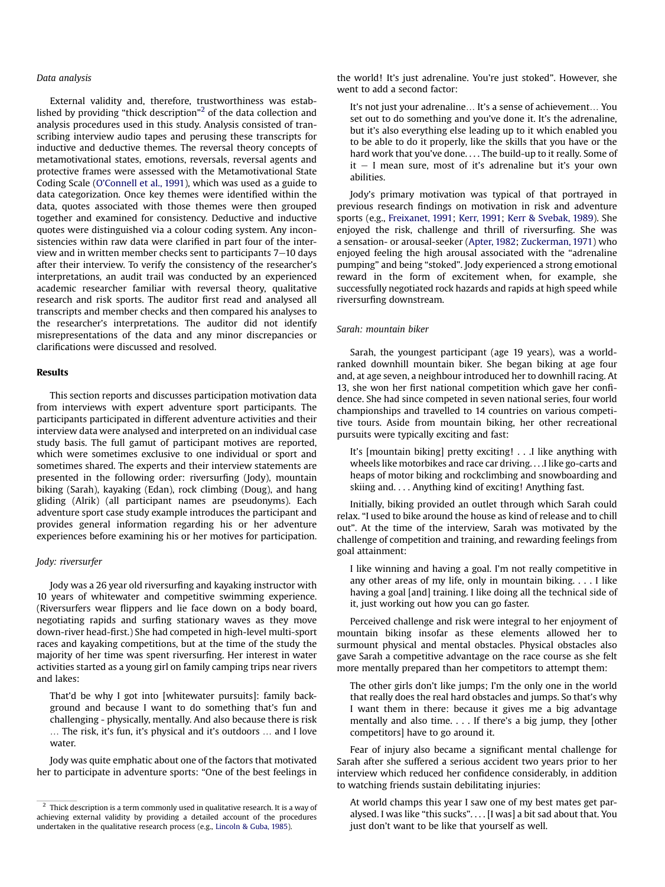*Data analysis*

External validity and, therefore, trustworthiness was established by providing "thick description"[2] of the data collection and analysis procedures used in this study. Analysis consisted of transcribing interview audio tapes and perusing these transcripts for inductive and deductive themes. The reversal theory concepts of metamotivational states, emotions, reversals, reversal agents and protective frames were assessed with the Metamotivational State Coding Scale (O'Connell et al., 1991), which was used as a guide to data categorization. Once key themes were identified within the data, quotes associated with those themes were then grouped together and examined for consistency. Deductive and inductive quotes were distinguished via a colour coding system. Any inconsistencies within raw data were clarified in part four of the interview and in written member checks sent to participants 7–10 days after their interview. To verify the consistency of the researcher's interpretations, an audit trail was conducted by an experienced academic researcher familiar with reversal theory, qualitative research and risk sports. The auditor first read and analysed all transcripts and member checks and then compared his analyses to the researcher's interpretations. The auditor did not identify misrepresentations of the data and any minor discrepancies or clarifications were discussed and resolved.

## Results

This section reports and discusses participation motivation data from interviews with expert adventure sport participants. The participants participated in different adventure activities and their interview data were analysed and interpreted on an individual case study basis. The full gamut of participant motives are reported, which were sometimes exclusive to one individual or sport and sometimes shared. The experts and their interview statements are presented in the following order: riversurfing (Jody), mountain biking (Sarah), kayaking (Edan), rock climbing (Doug), and hang gliding (Alrik) (all participant names are pseudonyms). Each adventure sport case study example introduces the participant and provides general information regarding his or her adventure experiences before examining his or her motives for participation.

*Jody: riversurfer*

Jody was a 26 year old riversurfing and kayaking instructor with 10 years of whitewater and competitive swimming experience. (Riversurfers wear flippers and lie face down on a body board, negotiating rapids and surfing stationary waves as they move down-river head-first.) She had competed in high-level multi-sport races and kayaking competitions, but at the time of the study the majority of her time was spent riversurfing. Her interest in water activities started as a young girl on family camping trips near rivers and lakes:

> That'd be why I got into [whitewater pursuits]: family background and because I want to do something that's fun and challenging - physically, mentally. And also because there is risk … The risk, it's fun, it's physical and it's outdoors … and I love water.

Jody was quite emphatic about one of the factors that motivated her to participate in adventure sports: "One of the best feelings in the world! It's just adrenaline. You're just stoked". However, she went to add a second factor:

> It's not just your adrenaline… It's a sense of achievement… You set out to do something and you've done it. It's the adrenaline, but it's also everything else leading up to it which enabled you to be able to do it properly, like the skills that you have or the hard work that you've done. . . . The build-up to it really. Some of it – I mean sure, most of it's adrenaline but it's your own abilities.

Jody's primary motivation was typical of that portrayed in previous research findings on motivation in risk and adventure sports (e.g., Freixanet, 1991; Kerr, 1991; Kerr & Svebak, 1989). She enjoyed the risk, challenge and thrill of riversurfing. She was a sensation- or arousal-seeker (Apter, 1982; Zuckerman, 1971) who enjoyed feeling the high arousal associated with the "adrenaline pumping" and being "stoked". Jody experienced a strong emotional reward in the form of excitement when, for example, she successfully negotiated rock hazards and rapids at high speed while riversurfing downstream.

*Sarah: mountain biker*

Sarah, the youngest participant (age 19 years), was a world-ranked downhill mountain biker. She began biking at age four and, at age seven, a neighbour introduced her to downhill racing. At 13, she won her first national competition which gave her confidence. She had since competed in seven national series, four world championships and travelled to 14 countries on various competitive tours. Aside from mountain biking, her other recreational pursuits were typically exciting and fast:

> It's [mountain biking] pretty exciting! . . .I like anything with wheels like motorbikes and race car driving. . . .I like go-carts and heaps of motor biking and rockclimbing and snowboarding and skiing and. . . . Anything kind of exciting! Anything fast.

Initially, biking provided an outlet through which Sarah could relax. "I used to bike around the house as kind of release and to chill out". At the time of the interview, Sarah was motivated by the challenge of competition and training, and rewarding feelings from goal attainment:

> I like winning and having a goal. I'm not really competitive in any other areas of my life, only in mountain biking. . . . I like having a goal [and] training. I like doing all the technical side of it, just working out how you can go faster.

Perceived challenge and risk were integral to her enjoyment of mountain biking insofar as these elements allowed her to surmount physical and mental obstacles. Physical obstacles also gave Sarah a competitive advantage on the race course as she felt more mentally prepared than her competitors to attempt them:

> The other girls don't like jumps; I'm the only one in the world that really does the real hard obstacles and jumps. So that's why I want them in there: because it gives me a big advantage mentally and also time. . . . If there's a big jump, they [other competitors] have to go around it.

Fear of injury also became a significant mental challenge for Sarah after she suffered a serious accident two years prior to her interview which reduced her confidence considerably, in addition to watching friends sustain debilitating injuries:

> At world champs this year I saw one of my best mates get paralysed. I was like "this sucks". . . . [I was] a bit sad about that. You just don't want to be like that yourself as well.

[2] Thick description is a term commonly used in qualitative research. It is a way of achieving external validity by providing a detailed account of the procedures undertaken in the qualitative research process (e.g., Lincoln & Guba, 1985).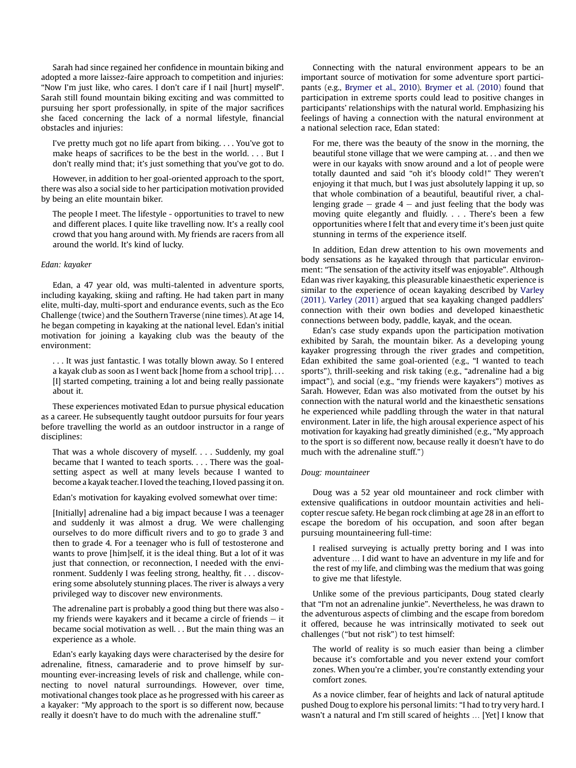Sarah had since regained her confidence in mountain biking and adopted a more laissez-faire approach to competition and injuries: "Now I'm just like, who cares. I don't care if I nail [hurt] myself". Sarah still found mountain biking exciting and was committed to pursuing her sport professionally, in spite of the major sacrifices she faced concerning the lack of a normal lifestyle, financial obstacles and injuries:

> I've pretty much got no life apart from biking. . . . You've got to make heaps of sacrifices to be the best in the world. . . . But I don't really mind that; it's just something that you've got to do.

However, in addition to her goal-oriented approach to the sport, there was also a social side to her participation motivation provided by being an elite mountain biker.

> The people I meet. The lifestyle - opportunities to travel to new and different places. I quite like travelling now. It's a really cool crowd that you hang around with. My friends are racers from all around the world. It's kind of lucky.

*Edan: kayaker*

Edan, a 47 year old, was multi-talented in adventure sports, including kayaking, skiing and rafting. He had taken part in many elite, multi-day, multi-sport and endurance events, such as the Eco Challenge (twice) and the Southern Traverse (nine times). At age 14, he began competing in kayaking at the national level. Edan's initial motivation for joining a kayaking club was the beauty of the environment:

> . . . It was just fantastic. I was totally blown away. So I entered a kayak club as soon as I went back [home from a school trip]. . . . [I] started competing, training a lot and being really passionate about it.

These experiences motivated Edan to pursue physical education as a career. He subsequently taught outdoor pursuits for four years before travelling the world as an outdoor instructor in a range of disciplines:

> That was a whole discovery of myself. . . . Suddenly, my goal became that I wanted to teach sports. . . . There was the goal-setting aspect as well at many levels because I wanted to become a kayak teacher. I loved the teaching, I loved passing it on.

Edan's motivation for kayaking evolved somewhat over time:

> [Initially] adrenaline had a big impact because I was a teenager and suddenly it was almost a drug. We were challenging ourselves to do more difficult rivers and to go to grade 3 and then to grade 4. For a teenager who is full of testosterone and wants to prove [him]self, it is the ideal thing. But a lot of it was just that connection, or reconnection, I needed with the environment. Suddenly I was feeling strong, healthy, fit . . . discovering some absolutely stunning places. The river is always a very privileged way to discover new environments.

> The adrenaline part is probably a good thing but there was also - my friends were kayakers and it became a circle of friends – it became social motivation as well. . . But the main thing was an experience as a whole.

Edan's early kayaking days were characterised by the desire for adrenaline, fitness, camaraderie and to prove himself by surmounting ever-increasing levels of risk and challenge, while connecting to novel natural surroundings. However, over time, motivational changes took place as he progressed with his career as a kayaker: "My approach to the sport is so different now, because really it doesn't have to do much with the adrenaline stuff."

Connecting with the natural environment appears to be an important source of motivation for some adventure sport participants (e.g., Brymer et al., 2010). Brymer et al. (2010) found that participation in extreme sports could lead to positive changes in participants' relationships with the natural world. Emphasizing his feelings of having a connection with the natural environment at a national selection race, Edan stated:

> For me, there was the beauty of the snow in the morning, the beautiful stone village that we were camping at. . . and then we were in our kayaks with snow around and a lot of people were totally daunted and said "oh it's bloody cold!" They weren't enjoying it that much, but I was just absolutely lapping it up, so that whole combination of a beautiful, beautiful river, a challenging grade – grade 4 – and just feeling that the body was moving quite elegantly and fluidly. . . . There's been a few opportunities where I felt that and every time it's been just quite stunning in terms of the experience itself.

In addition, Edan drew attention to his own movements and body sensations as he kayaked through that particular environment: "The sensation of the activity itself was enjoyable". Although Edan was river kayaking, this pleasurable kinaesthetic experience is similar to the experience of ocean kayaking described by Varley (2011). Varley (2011) argued that sea kayaking changed paddlers' connection with their own bodies and developed kinaesthetic connections between body, paddle, kayak, and the ocean.

Edan's case study expands upon the participation motivation exhibited by Sarah, the mountain biker. As a developing young kayaker progressing through the river grades and competition, Edan exhibited the same goal-oriented (e.g., "I wanted to teach sports"), thrill-seeking and risk taking (e.g., "adrenaline had a big impact"), and social (e.g., "my friends were kayakers") motives as Sarah. However, Edan was also motivated from the outset by his connection with the natural world and the kinaesthetic sensations he experienced while paddling through the water in that natural environment. Later in life, the high arousal experience aspect of his motivation for kayaking had greatly diminished (e.g., "My approach to the sport is so different now, because really it doesn't have to do much with the adrenaline stuff.")

*Doug: mountaineer*

Doug was a 52 year old mountaineer and rock climber with extensive qualifications in outdoor mountain activities and helicopter rescue safety. He began rock climbing at age 28 in an effort to escape the boredom of his occupation, and soon after began pursuing mountaineering full-time:

> I realised surveying is actually pretty boring and I was into adventure … I did want to have an adventure in my life and for the rest of my life, and climbing was the medium that was going to give me that lifestyle.

Unlike some of the previous participants, Doug stated clearly that "I'm not an adrenaline junkie". Nevertheless, he was drawn to the adventurous aspects of climbing and the escape from boredom it offered, because he was intrinsically motivated to seek out challenges ("but not risk") to test himself:

> The world of reality is so much easier than being a climber because it's comfortable and you never extend your comfort zones. When you're a climber, you're constantly extending your comfort zones.

As a novice climber, fear of heights and lack of natural aptitude pushed Doug to explore his personal limits: "I had to try very hard. I wasn't a natural and I'm still scared of heights … [Yet] I know that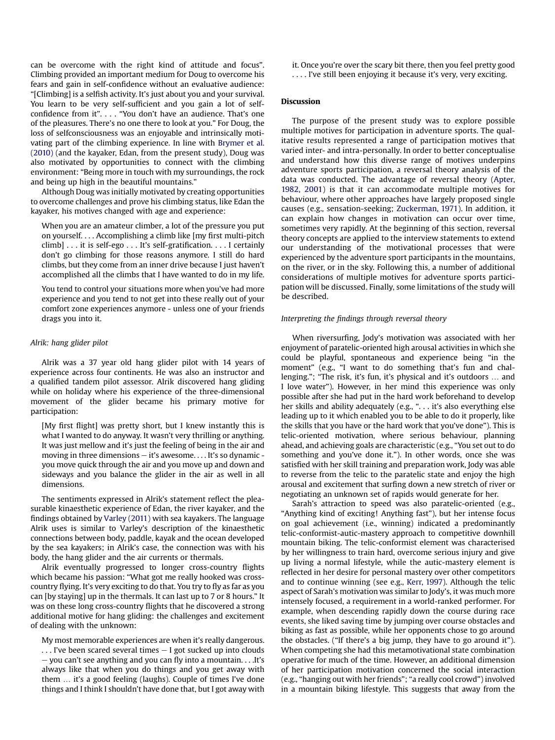can be overcome with the right kind of attitude and focus". Climbing provided an important medium for Doug to overcome his fears and gain in self-confidence without an evaluative audience: "[Climbing] is a selfish activity. It's just about you and your survival. You learn to be very self-sufficient and you gain a lot of self-confidence from it". . . . "You don't have an audience. That's one of the pleasures. There's no one there to look at you." For Doug, the loss of selfconsciousness was an enjoyable and intrinsically motivating part of the climbing experience. In line with Brymer et al. (2010) (and the kayaker, Edan, from the present study), Doug was also motivated by opportunities to connect with the climbing environment: "Being more in touch with my surroundings, the rock and being up high in the beautiful mountains."

Although Doug was initially motivated by creating opportunities to overcome challenges and prove his climbing status, like Edan the kayaker, his motives changed with age and experience:

> When you are an amateur climber, a lot of the pressure you put on yourself. . . . Accomplishing a climb like [my first multi-pitch climb] . . . it is self-ego . . . It's self-gratification. . . . I certainly don't go climbing for those reasons anymore. I still do hard climbs, but they come from an inner drive because I just haven't accomplished all the climbs that I have wanted to do in my life.
>
> You tend to control your situations more when you've had more experience and you tend to not get into these really out of your comfort zone experiences anymore - unless one of your friends drags you into it.

### *Alrik: hang glider pilot*

Alrik was a 37 year old hang glider pilot with 14 years of experience across four continents. He was also an instructor and a qualified tandem pilot assessor. Alrik discovered hang gliding while on holiday where his experience of the three-dimensional movement of the glider became his primary motive for participation:

> [My first flight] was pretty short, but I knew instantly this is what I wanted to do anyway. It wasn't very thrilling or anything. It was just mellow and it's just the feeling of being in the air and moving in three dimensions – it's awesome. . . . It's so dynamic - you move quick through the air and you move up and down and sideways and you balance the glider in the air as well in all dimensions.

The sentiments expressed in Alrik's statement reflect the pleasurable kinaesthetic experience of Edan, the river kayaker, and the findings obtained by Varley (2011) with sea kayakers. The language Alrik uses is similar to Varley's description of the kinaesthetic connections between body, paddle, kayak and the ocean developed by the sea kayakers; in Alrik's case, the connection was with his body, the hang glider and the air currents or thermals.

Alrik eventually progressed to longer cross-country flights which became his passion: "What got me really hooked was cross-country flying. It's very exciting to do that. You try to fly as far as you can [by staying] up in the thermals. It can last up to 7 or 8 hours." It was on these long cross-country flights that he discovered a strong additional motive for hang gliding: the challenges and excitement of dealing with the unknown:

> My most memorable experiences are when it's really dangerous. . . . I've been scared several times – I got sucked up into clouds – you can't see anything and you can fly into a mountain. . . .It's always like that when you do things and you get away with them … it's a good feeling (laughs). Couple of times I've done things and I think I shouldn't have done that, but I got away with it. Once you're over the scary bit there, then you feel pretty good . . . . I've still been enjoying it because it's very, very exciting.

## Discussion

The purpose of the present study was to explore possible multiple motives for participation in adventure sports. The qualitative results represented a range of participation motives that varied inter- and intra-personally. In order to better conceptualise and understand how this diverse range of motives underpins adventure sports participation, a reversal theory analysis of the data was conducted. The advantage of reversal theory (Apter, 1982, 2001) is that it can accommodate multiple motives for behaviour, where other approaches have largely proposed single causes (e.g., sensation-seeking; Zuckerman, 1971). In addition, it can explain how changes in motivation can occur over time, sometimes very rapidly. At the beginning of this section, reversal theory concepts are applied to the interview statements to extend our understanding of the motivational processes that were experienced by the adventure sport participants in the mountains, on the river, or in the sky. Following this, a number of additional considerations of multiple motives for adventure sports participation will be discussed. Finally, some limitations of the study will be described.

### *Interpreting the findings through reversal theory*

When riversurfing, Jody's motivation was associated with her enjoyment of paratelic-oriented high arousal activities in which she could be playful, spontaneous and experience being "in the moment" (e.g., "I want to do something that's fun and challenging."; "The risk, it's fun, it's physical and it's outdoors … and I love water"). However, in her mind this experience was only possible after she had put in the hard work beforehand to develop her skills and ability adequately (e.g., ". . . it's also everything else leading up to it which enabled you to be able to do it properly, like the skills that you have or the hard work that you've done"). This is telic-oriented motivation, where serious behaviour, planning ahead, and achieving goals are characteristic (e.g., "You set out to do something and you've done it."). In other words, once she was satisfied with her skill training and preparation work, Jody was able to reverse from the telic to the paratelic state and enjoy the high arousal and excitement that surfing down a new stretch of river or negotiating an unknown set of rapids would generate for her.

Sarah's attraction to speed was also paratelic-oriented (e.g., "Anything kind of exciting! Anything fast"), but her intense focus on goal achievement (i.e., winning) indicated a predominantly telic-conformist-autic-mastery approach to competitive downhill mountain biking. The telic-conformist element was characterised by her willingness to train hard, overcome serious injury and give up living a normal lifestyle, while the autic-mastery element is reflected in her desire for personal mastery over other competitors and to continue winning (see e.g., Kerr, 1997). Although the telic aspect of Sarah's motivation was similar to Jody's, it was much more intensely focused, a requirement in a world-ranked performer. For example, when descending rapidly down the course during race events, she liked saving time by jumping over course obstacles and biking as fast as possible, while her opponents chose to go around the obstacles. ("If there's a big jump, they have to go around it"). When competing she had this metamotivational state combination operative for much of the time. However, an additional dimension of her participation motivation concerned the social interaction (e.g., "hanging out with her friends"; "a really cool crowd") involved in a mountain biking lifestyle. This suggests that away from the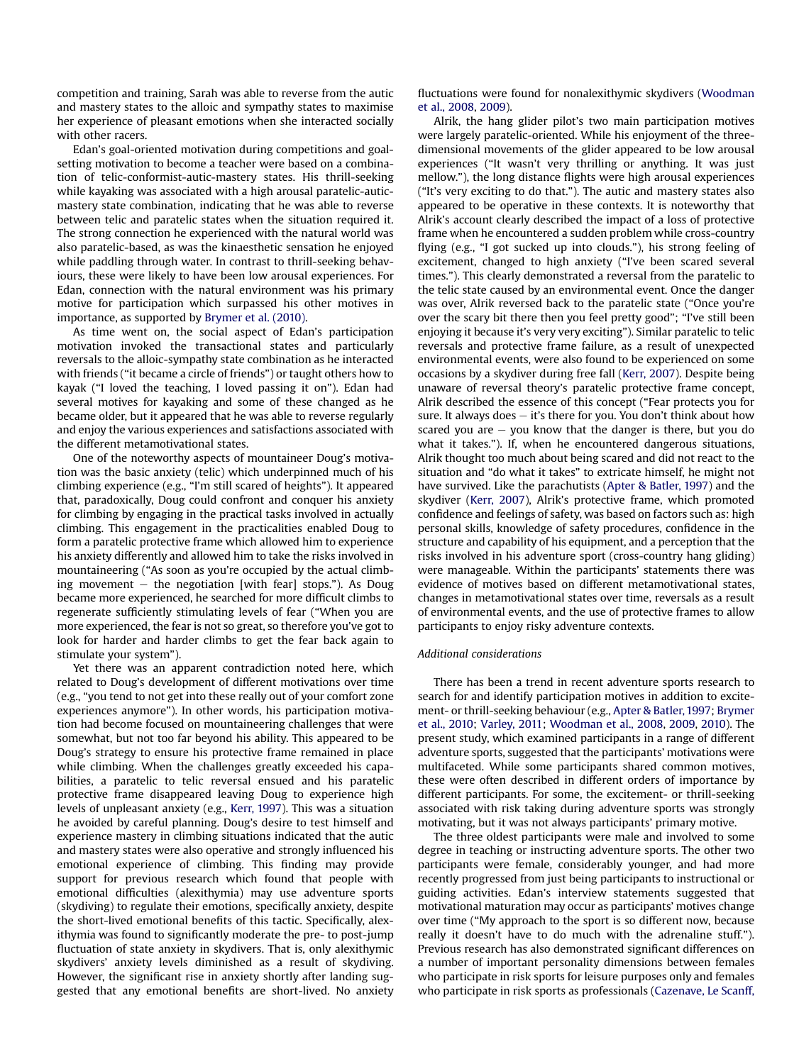competition and training, Sarah was able to reverse from the autic and mastery states to the alloic and sympathy states to maximise her experience of pleasant emotions when she interacted socially with other racers.

Edan's goal-oriented motivation during competitions and goal-setting motivation to become a teacher were based on a combination of telic-conformist-autic-mastery states. His thrill-seeking while kayaking was associated with a high arousal paratelic-autic-mastery state combination, indicating that he was able to reverse between telic and paratelic states when the situation required it. The strong connection he experienced with the natural world was also paratelic-based, as was the kinaesthetic sensation he enjoyed while paddling through water. In contrast to thrill-seeking behaviours, these were likely to have been low arousal experiences. For Edan, connection with the natural environment was his primary motive for participation which surpassed his other motives in importance, as supported by Brymer et al. (2010).

As time went on, the social aspect of Edan's participation motivation invoked the transactional states and particularly reversals to the alloic-sympathy state combination as he interacted with friends ("it became a circle of friends") or taught others how to kayak ("I loved the teaching, I loved passing it on"). Edan had several motives for kayaking and some of these changed as he became older, but it appeared that he was able to reverse regularly and enjoy the various experiences and satisfactions associated with the different metamotivational states.

One of the noteworthy aspects of mountaineer Doug's motivation was the basic anxiety (telic) which underpinned much of his climbing experience (e.g., "I'm still scared of heights"). It appeared that, paradoxically, Doug could confront and conquer his anxiety for climbing by engaging in the practical tasks involved in actually climbing. This engagement in the practicalities enabled Doug to form a paratelic protective frame which allowed him to experience his anxiety differently and allowed him to take the risks involved in mountaineering ("As soon as you're occupied by the actual climbing movement – the negotiation [with fear] stops."). As Doug became more experienced, he searched for more difficult climbs to regenerate sufficiently stimulating levels of fear ("When you are more experienced, the fear is not so great, so therefore you've got to look for harder and harder climbs to get the fear back again to stimulate your system").

Yet there was an apparent contradiction noted here, which related to Doug's development of different motivations over time (e.g., "you tend to not get into these really out of your comfort zone experiences anymore"). In other words, his participation motivation had become focused on mountaineering challenges that were somewhat, but not too far beyond his ability. This appeared to be Doug's strategy to ensure his protective frame remained in place while climbing. When the challenges greatly exceeded his capabilities, a paratelic to telic reversal ensued and his paratelic protective frame disappeared leaving Doug to experience high levels of unpleasant anxiety (e.g., Kerr, 1997). This was a situation he avoided by careful planning. Doug's desire to test himself and experience mastery in climbing situations indicated that the autic and mastery states were also operative and strongly influenced his emotional experience of climbing. This finding may provide support for previous research which found that people with emotional difficulties (alexithymia) may use adventure sports (skydiving) to regulate their emotions, specifically anxiety, despite the short-lived emotional benefits of this tactic. Specifically, alexithymia was found to significantly moderate the pre- to post-jump fluctuation of state anxiety in skydivers. That is, only alexithymic skydivers' anxiety levels diminished as a result of skydiving. However, the significant rise in anxiety shortly after landing suggested that any emotional benefits are short-lived. No anxiety fluctuations were found for nonalexithymic skydivers (Woodman et al., 2008, 2009).

Alrik, the hang glider pilot's two main participation motives were largely paratelic-oriented. While his enjoyment of the three-dimensional movements of the glider appeared to be low arousal experiences ("It wasn't very thrilling or anything. It was just mellow."), the long distance flights were high arousal experiences ("It's very exciting to do that."). The autic and mastery states also appeared to be operative in these contexts. It is noteworthy that Alrik's account clearly described the impact of a loss of protective frame when he encountered a sudden problem while cross-country flying (e.g., "I got sucked up into clouds."), his strong feeling of excitement, changed to high anxiety ("I've been scared several times."). This clearly demonstrated a reversal from the paratelic to the telic state caused by an environmental event. Once the danger was over, Alrik reversed back to the paratelic state ("Once you're over the scary bit there then you feel pretty good"; "I've still been enjoying it because it's very very exciting"). Similar paratelic to telic reversals and protective frame failure, as a result of unexpected environmental events, were also found to be experienced on some occasions by a skydiver during free fall (Kerr, 2007). Despite being unaware of reversal theory's paratelic protective frame concept, Alrik described the essence of this concept ("Fear protects you for sure. It always does – it's there for you. You don't think about how scared you are – you know that the danger is there, but you do what it takes."). If, when he encountered dangerous situations, Alrik thought too much about being scared and did not react to the situation and "do what it takes" to extricate himself, he might not have survived. Like the parachutists (Apter & Batler, 1997) and the skydiver (Kerr, 2007), Alrik's protective frame, which promoted confidence and feelings of safety, was based on factors such as: high personal skills, knowledge of safety procedures, confidence in the structure and capability of his equipment, and a perception that the risks involved in his adventure sport (cross-country hang gliding) were manageable. Within the participants' statements there was evidence of motives based on different metamotivational states, changes in metamotivational states over time, reversals as a result of environmental events, and the use of protective frames to allow participants to enjoy risky adventure contexts.

### *Additional considerations*

There has been a trend in recent adventure sports research to search for and identify participation motives in addition to excitement- or thrill-seeking behaviour (e.g., Apter & Batler, 1997; Brymer et al., 2010; Varley, 2011; Woodman et al., 2008, 2009, 2010). The present study, which examined participants in a range of different adventure sports, suggested that the participants' motivations were multifaceted. While some participants shared common motives, these were often described in different orders of importance by different participants. For some, the excitement- or thrill-seeking associated with risk taking during adventure sports was strongly motivating, but it was not always participants' primary motive.

The three oldest participants were male and involved to some degree in teaching or instructing adventure sports. The other two participants were female, considerably younger, and had more recently progressed from just being participants to instructional or guiding activities. Edan's interview statements suggested that motivational maturation may occur as participants' motives change over time ("My approach to the sport is so different now, because really it doesn't have to do much with the adrenaline stuff."). Previous research has also demonstrated significant differences on a number of important personality dimensions between females who participate in risk sports for leisure purposes only and females who participate in risk sports as professionals (Cazenave, Le Scanff,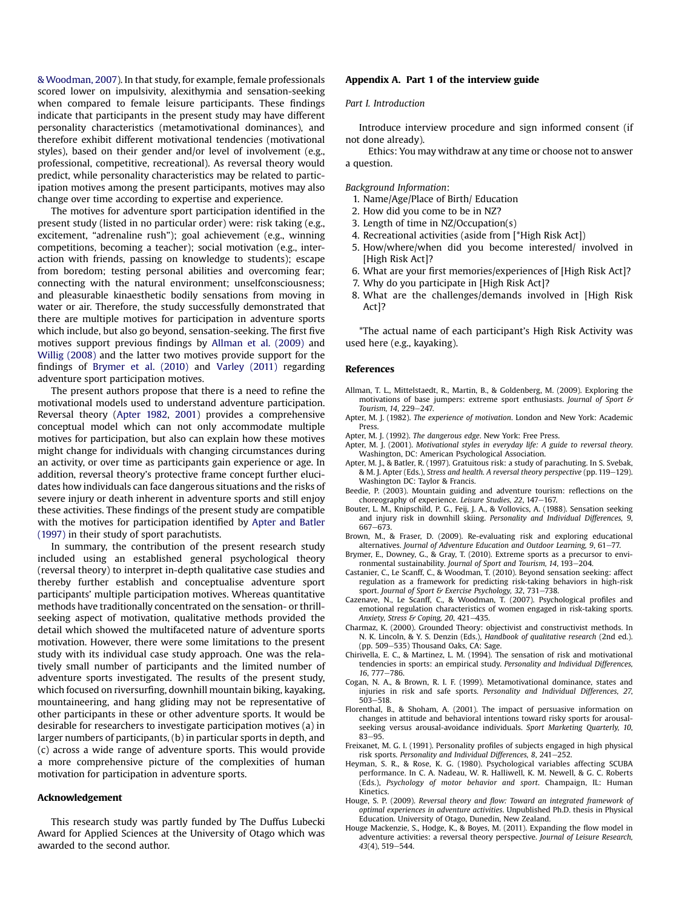& Woodman, 2007). In that study, for example, female professionals scored lower on impulsivity, alexithymia and sensation-seeking when compared to female leisure participants. These findings indicate that participants in the present study may have different personality characteristics (metamotivational dominances), and therefore exhibit different motivational tendencies (motivational styles), based on their gender and/or level of involvement (e.g., professional, competitive, recreational). As reversal theory would predict, while personality characteristics may be related to participation motives among the present participants, motives may also change over time according to expertise and experience.

The motives for adventure sport participation identified in the present study (listed in no particular order) were: risk taking (e.g., excitement, "adrenaline rush"); goal achievement (e.g., winning competitions, becoming a teacher); social motivation (e.g., interaction with friends, passing on knowledge to students); escape from boredom; testing personal abilities and overcoming fear; connecting with the natural environment; unselfconsciousness; and pleasurable kinaesthetic bodily sensations from moving in water or air. Therefore, the study successfully demonstrated that there are multiple motives for participation in adventure sports which include, but also go beyond, sensation-seeking. The first five motives support previous findings by Allman et al. (2009) and Willig (2008) and the latter two motives provide support for the findings of Brymer et al. (2010) and Varley (2011) regarding adventure sport participation motives.

The present authors propose that there is a need to refine the motivational models used to understand adventure participation. Reversal theory (Apter 1982, 2001) provides a comprehensive conceptual model which can not only accommodate multiple motives for participation, but also can explain how these motives might change for individuals with changing circumstances during an activity, or over time as participants gain experience or age. In addition, reversal theory's protective frame concept further elucidates how individuals can face dangerous situations and the risks of severe injury or death inherent in adventure sports and still enjoy these activities. These findings of the present study are compatible with the motives for participation identified by Apter and Batler (1997) in their study of sport parachutists.

In summary, the contribution of the present research study included using an established general psychological theory (reversal theory) to interpret in-depth qualitative case studies and thereby further establish and conceptualise adventure sport participants' multiple participation motives. Whereas quantitative methods have traditionally concentrated on the sensation- or thrill-seeking aspect of motivation, qualitative methods provided the detail which showed the multifaceted nature of adventure sports motivation. However, there were some limitations to the present study with its individual case study approach. One was the relatively small number of participants and the limited number of adventure sports investigated. The results of the present study, which focused on riversurfing, downhill mountain biking, kayaking, mountaineering, and hang gliding may not be representative of other participants in these or other adventure sports. It would be desirable for researchers to investigate participation motives (a) in larger numbers of participants, (b) in particular sports in depth, and (c) across a wide range of adventure sports. This would provide a more comprehensive picture of the complexities of human motivation for participation in adventure sports.

## Acknowledgement

This research study was partly funded by The Duffus Lubecki Award for Applied Sciences at the University of Otago which was awarded to the second author.

## Appendix A. Part 1 of the interview guide

*Part I. Introduction*

Introduce interview procedure and sign informed consent (if not done already).

Ethics: You may withdraw at any time or choose not to answer a question.

*Background Information*:

1. Name/Age/Place of Birth/ Education
2. How did you come to be in NZ?
3. Length of time in NZ/Occupation(s)
4. Recreational activities (aside from [*High Risk Act])
5. How/where/when did you become interested/ involved in [High Risk Act]?
6. What are your first memories/experiences of [High Risk Act]?
7. Why do you participate in [High Risk Act]?
8. What are the challenges/demands involved in [High Risk Act]?

*The actual name of each participant's High Risk Activity was used here (e.g., kayaking).

## References

Allman, T. L., Mittelstaedt, R., Martin, B., & Goldenberg, M. (2009). Exploring the motivations of base jumpers: extreme sport enthusiasts. *Journal of Sport & Tourism, 14*, 229–247.

Apter, M. J. (1982). *The experience of motivation*. London and New York: Academic Press.

Apter, M. J. (1992). *The dangerous edge*. New York: Free Press.

Apter, M. J. (2001). *Motivational styles in everyday life: A guide to reversal theory*. Washington, DC: American Psychological Association.

Apter, M. J., & Batler, R. (1997). Gratuitous risk: a study of parachuting. In S. Svebak, & M. J. Apter (Eds.), *Stress and health. A reversal theory perspective* (pp. 119–129). Washington DC: Taylor & Francis.

Beedie, P. (2003). Mountain guiding and adventure tourism: reflections on the choreography of experience. *Leisure Studies, 22*, 147–167.

Bouter, L. M., Knipschild, P. G., Feij, J. A., & Vollovics, A. (1988). Sensation seeking and injury risk in downhill skiing. *Personality and Individual Differences, 9*, 667–673.

Brown, M., & Fraser, D. (2009). Re-evaluating risk and exploring educational alternatives. *Journal of Adventure Education and Outdoor Learning, 9*, 61–77.

Brymer, E., Downey, G., & Gray, T. (2010). Extreme sports as a precursor to environmental sustainability. *Journal of Sport and Tourism, 14*, 193–204.

Castanier, C., Le Scanff, C., & Woodman, T. (2010). Beyond sensation seeking: affect regulation as a framework for predicting risk-taking behaviors in high-risk sport. *Journal of Sport & Exercise Psychology, 32*, 731–738.

Cazenave, N., Le Scanff, C., & Woodman, T. (2007). Psychological profiles and emotional regulation characteristics of women engaged in risk-taking sports. *Anxiety, Stress & Coping, 20*, 421–435.

Charmaz, K. (2000). Grounded Theory: objectivist and constructivist methods. In N. K. Lincoln, & Y. S. Denzin (Eds.), *Handbook of qualitative research* (2nd ed.). (pp. 509–535) Thousand Oaks, CA: Sage.

Chirivella, E. C., & Martinez, L. M. (1994). The sensation of risk and motivational tendencies in sports: an empirical study. *Personality and Individual Differences, 16*, 777–786.

Cogan, N. A., & Brown, R. I. F. (1999). Metamotivational dominance, states and injuries in risk and safe sports. *Personality and Individual Differences, 27*, 503–518.

Florenthal, B., & Shoham, A. (2001). The impact of persuasive information on changes in attitude and behavioral intentions toward risky sports for arousal-seeking versus arousal-avoidance individuals. *Sport Marketing Quarterly, 10*, 83–95.

Freixanet, M. G. I. (1991). Personality profiles of subjects engaged in high physical risk sports. *Personality and Individual Differences, 8*, 241–252.

Heyman, S. R., & Rose, K. G. (1980). Psychological variables affecting SCUBA performance. In C. A. Nadeau, W. R. Halliwell, K. M. Newell, & G. C. Roberts (Eds.), *Psychology of motor behavior and sport*. Champaign, IL: Human Kinetics.

Houge, S. P. (2009). *Reversal theory and flow: Toward an integrated framework of optimal experiences in adventure activities*. Unpublished Ph.D. thesis in Physical Education. University of Otago, Dunedin, New Zealand.

Houge Mackenzie, S., Hodge, K., & Boyes, M. (2011). Expanding the flow model in adventure activities: a reversal theory perspective. *Journal of Leisure Research, 43*(4), 519–544.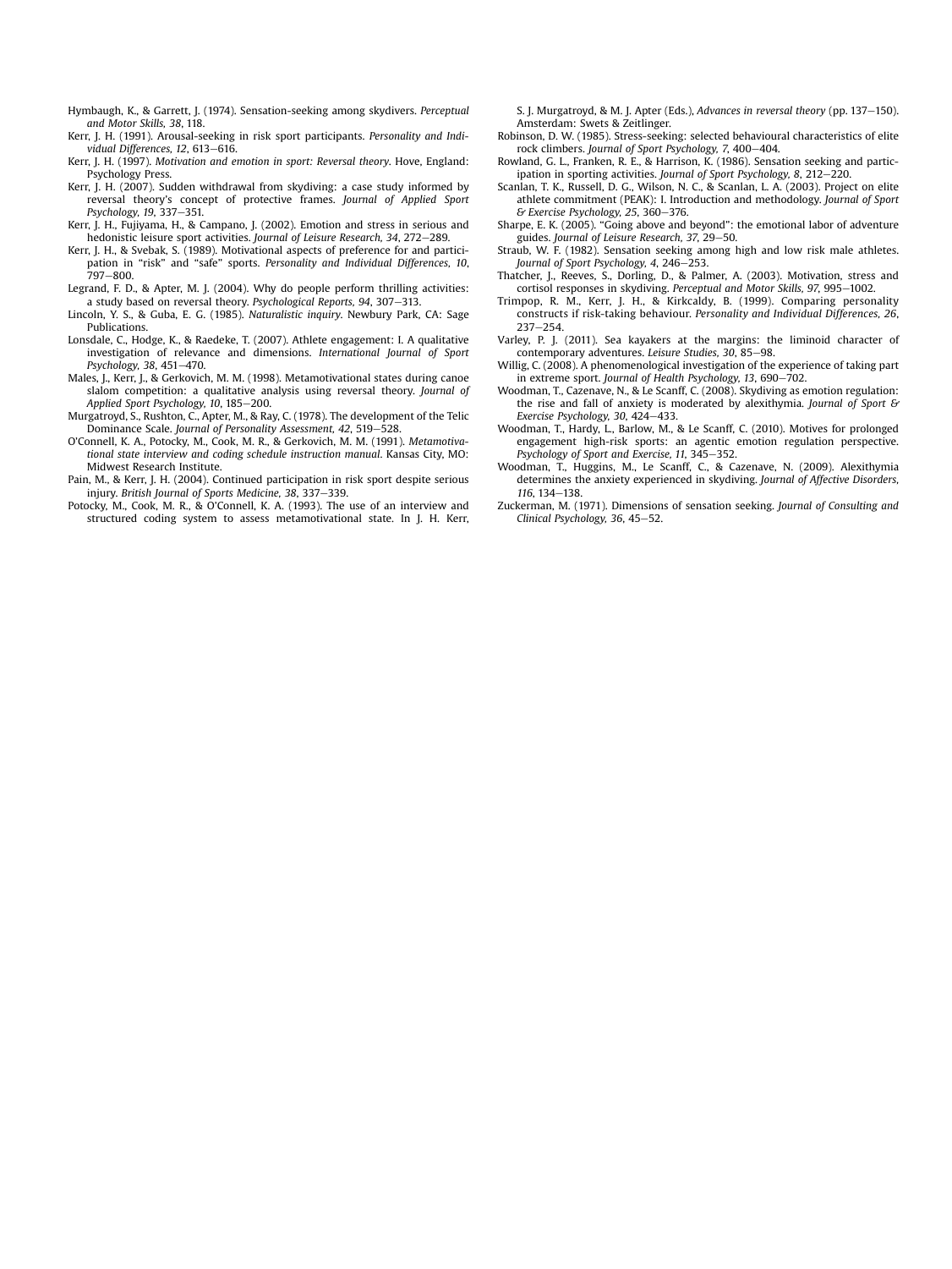Hymbaugh, K., & Garrett, J. (1974). Sensation-seeking among skydivers. *Perceptual and Motor Skills, 38*, 118.

Kerr, J. H. (1991). Arousal-seeking in risk sport participants. *Personality and Individual Differences, 12*, 613–616.

Kerr, J. H. (1997). *Motivation and emotion in sport: Reversal theory*. Hove, England: Psychology Press.

Kerr, J. H. (2007). Sudden withdrawal from skydiving: a case study informed by reversal theory's concept of protective frames. *Journal of Applied Sport Psychology, 19*, 337–351.

Kerr, J. H., Fujiyama, H., & Campano, J. (2002). Emotion and stress in serious and hedonistic leisure sport activities. *Journal of Leisure Research, 34*, 272–289.

Kerr, J. H., & Svebak, S. (1989). Motivational aspects of preference for and participation in "risk" and "safe" sports. *Personality and Individual Differences, 10*, 797–800.

Legrand, F. D., & Apter, M. J. (2004). Why do people perform thrilling activities: a study based on reversal theory. *Psychological Reports, 94*, 307–313.

Lincoln, Y. S., & Guba, E. G. (1985). *Naturalistic inquiry*. Newbury Park, CA: Sage Publications.

Lonsdale, C., Hodge, K., & Raedeke, T. (2007). Athlete engagement: I. A qualitative investigation of relevance and dimensions. *International Journal of Sport Psychology, 38*, 451–470.

Males, J., Kerr, J., & Gerkovich, M. M. (1998). Metamotivational states during canoe slalom competition: a qualitative analysis using reversal theory. *Journal of Applied Sport Psychology, 10*, 185–200.

Murgatroyd, S., Rushton, C., Apter, M., & Ray, C. (1978). The development of the Telic Dominance Scale. *Journal of Personality Assessment, 42*, 519–528.

O'Connell, K. A., Potocky, M., Cook, M. R., & Gerkovich, M. M. (1991). *Metamotivational state interview and coding schedule instruction manual*. Kansas City, MO: Midwest Research Institute.

Pain, M., & Kerr, J. H. (2004). Continued participation in risk sport despite serious injury. *British Journal of Sports Medicine, 38*, 337–339.

Potocky, M., Cook, M. R., & O'Connell, K. A. (1993). The use of an interview and structured coding system to assess metamotivational state. In J. H. Kerr, S. J. Murgatroyd, & M. J. Apter (Eds.), *Advances in reversal theory* (pp. 137–150). Amsterdam: Swets & Zeitlinger.

Robinson, D. W. (1985). Stress-seeking: selected behavioural characteristics of elite rock climbers. *Journal of Sport Psychology, 7*, 400–404.

Rowland, G. L., Franken, R. E., & Harrison, K. (1986). Sensation seeking and participation in sporting activities. *Journal of Sport Psychology, 8*, 212–220.

Scanlan, T. K., Russell, D. G., Wilson, N. C., & Scanlan, L. A. (2003). Project on elite athlete commitment (PEAK): I. Introduction and methodology. *Journal of Sport & Exercise Psychology, 25*, 360–376.

Sharpe, E. K. (2005). "Going above and beyond": the emotional labor of adventure guides. *Journal of Leisure Research, 37*, 29–50.

Straub, W. F. (1982). Sensation seeking among high and low risk male athletes. *Journal of Sport Psychology, 4*, 246–253.

Thatcher, J., Reeves, S., Dorling, D., & Palmer, A. (2003). Motivation, stress and cortisol responses in skydiving. *Perceptual and Motor Skills, 97*, 995–1002.

Trimpop, R. M., Kerr, J. H., & Kirkcaldy, B. (1999). Comparing personality constructs if risk-taking behaviour. *Personality and Individual Differences, 26*, 237–254.

Varley, P. J. (2011). Sea kayakers at the margins: the liminoid character of contemporary adventures. *Leisure Studies, 30*, 85–98.

Willig, C. (2008). A phenomenological investigation of the experience of taking part in extreme sport. *Journal of Health Psychology, 13*, 690–702.

Woodman, T., Cazenave, N., & Le Scanff, C. (2008). Skydiving as emotion regulation: the rise and fall of anxiety is moderated by alexithymia. *Journal of Sport & Exercise Psychology, 30*, 424–433.

Woodman, T., Hardy, L., Barlow, M., & Le Scanff, C. (2010). Motives for prolonged engagement high-risk sports: an agentic emotion regulation perspective. *Psychology of Sport and Exercise, 11*, 345–352.

Woodman, T., Huggins, M., Le Scanff, C., & Cazenave, N. (2009). Alexithymia determines the anxiety experienced in skydiving. *Journal of Affective Disorders, 116*, 134–138.

Zuckerman, M. (1971). Dimensions of sensation seeking. *Journal of Consulting and Clinical Psychology, 36*, 45–52.